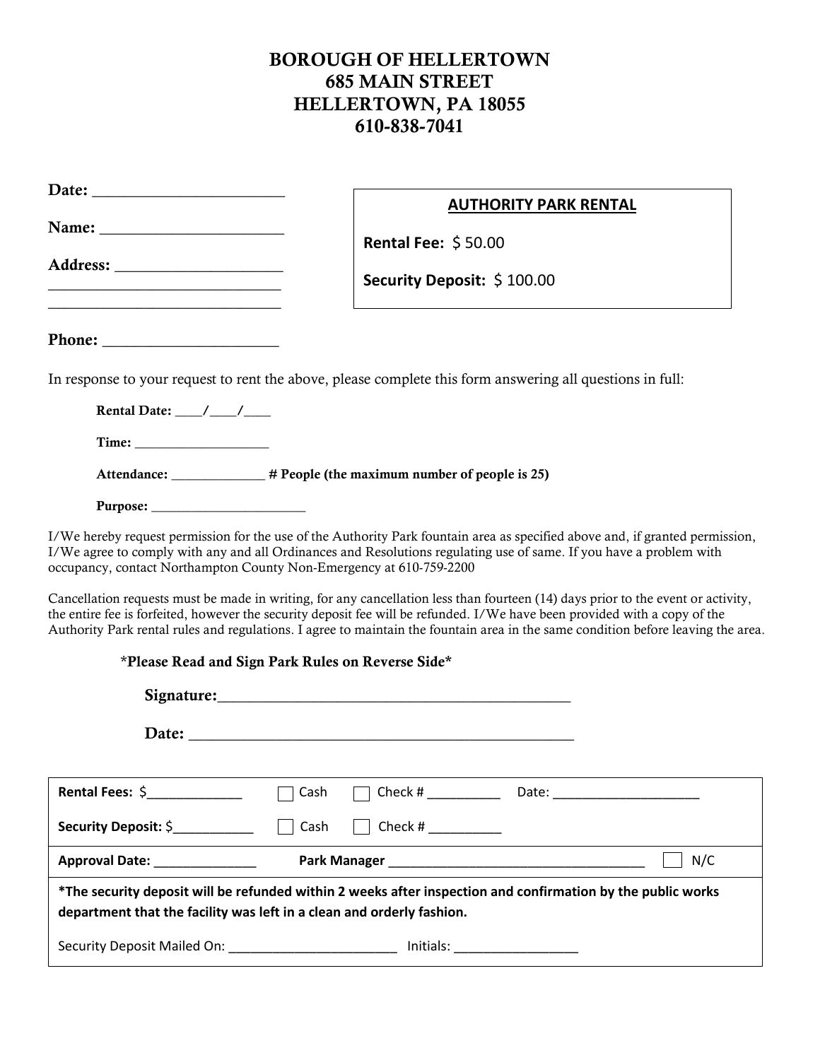# BOROUGH OF HELLERTOWN
# 685 MAIN STREET
# HELLERTOWN, PA 18055
# 610-838-7041

**Date:** ________________________

**Name:** ______________________

**Address:** ____________________
_____________________________
_____________________________

**Phone:** _____________________

**AUTHORITY PARK RENTAL**

**Rental Fee:** $ 50.00

**Security Deposit:** $ 100.00

In response to your request to rent the above, please complete this form answering all questions in full:

**Rental Date:** ____/____/____

**Time:** ___________________

**Attendance:** _____________ **# People (the maximum number of people is 25)**

**Purpose:** ______________________

I/We hereby request permission for the use of the Authority Park fountain area as specified above and, if granted permission, I/We agree to comply with any and all Ordinances and Resolutions regulating use of same. If you have a problem with occupancy, contact Northampton County Non-Emergency at 610-759-2200

Cancellation requests must be made in writing, for any cancellation less than fourteen (14) days prior to the event or activity, the entire fee is forfeited, however the security deposit fee will be refunded. I/We have been provided with a copy of the Authority Park rental rules and regulations. I agree to maintain the fountain area in the same condition before leaving the area.

**\*Please Read and Sign Park Rules on Reverse Side\***

**Signature:**_____________________________________________

**Date:** ________________________________________________

**Rental Fees:** $_____________ ☐ Cash ☐ Check # __________ Date: ____________________

**Security Deposit:** $___________ ☐ Cash ☐ Check # __________

**Approval Date:** ______________ **Park Manager** ___________________________________ ☐ N/C

**\*The security deposit will be refunded within 2 weeks after inspection and confirmation by the public works department that the facility was left in a clean and orderly fashion.**

Security Deposit Mailed On: _______________________ Initials: _________________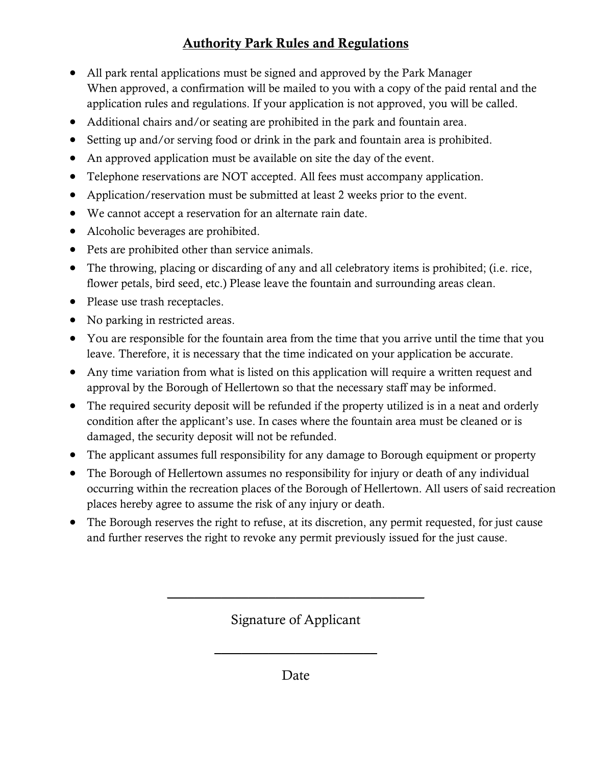# Authority Park Rules and Regulations

- All park rental applications must be signed and approved by the Park Manager  
  When approved, a confirmation will be mailed to you with a copy of the paid rental and the application rules and regulations. If your application is not approved, you will be called.
- Additional chairs and/or seating are prohibited in the park and fountain area.
- Setting up and/or serving food or drink in the park and fountain area is prohibited.
- An approved application must be available on site the day of the event.
- Telephone reservations are NOT accepted. All fees must accompany application.
- Application/reservation must be submitted at least 2 weeks prior to the event.
- We cannot accept a reservation for an alternate rain date.
- Alcoholic beverages are prohibited.
- Pets are prohibited other than service animals.
- The throwing, placing or discarding of any and all celebratory items is prohibited; (i.e. rice, flower petals, bird seed, etc.) Please leave the fountain and surrounding areas clean.
- Please use trash receptacles.
- No parking in restricted areas.
- You are responsible for the fountain area from the time that you arrive until the time that you leave. Therefore, it is necessary that the time indicated on your application be accurate.
- Any time variation from what is listed on this application will require a written request and approval by the Borough of Hellertown so that the necessary staff may be informed.
- The required security deposit will be refunded if the property utilized is in a neat and orderly condition after the applicant's use. In cases where the fountain area must be cleaned or is damaged, the security deposit will not be refunded.
- The applicant assumes full responsibility for any damage to Borough equipment or property
- The Borough of Hellertown assumes no responsibility for injury or death of any individual occurring within the recreation places of the Borough of Hellertown. All users of said recreation places hereby agree to assume the risk of any injury or death.
- The Borough reserves the right to refuse, at its discretion, any permit requested, for just cause and further reserves the right to revoke any permit previously issued for the just cause.

\_\_\_\_\_\_\_\_\_\_\_\_\_\_\_\_\_\_\_\_\_\_\_\_\_\_\_\_\_\_\_\_\_\_\_\_

Signature of Applicant

\_\_\_\_\_\_\_\_\_\_\_\_\_\_\_\_\_\_\_\_\_\_\_

Date